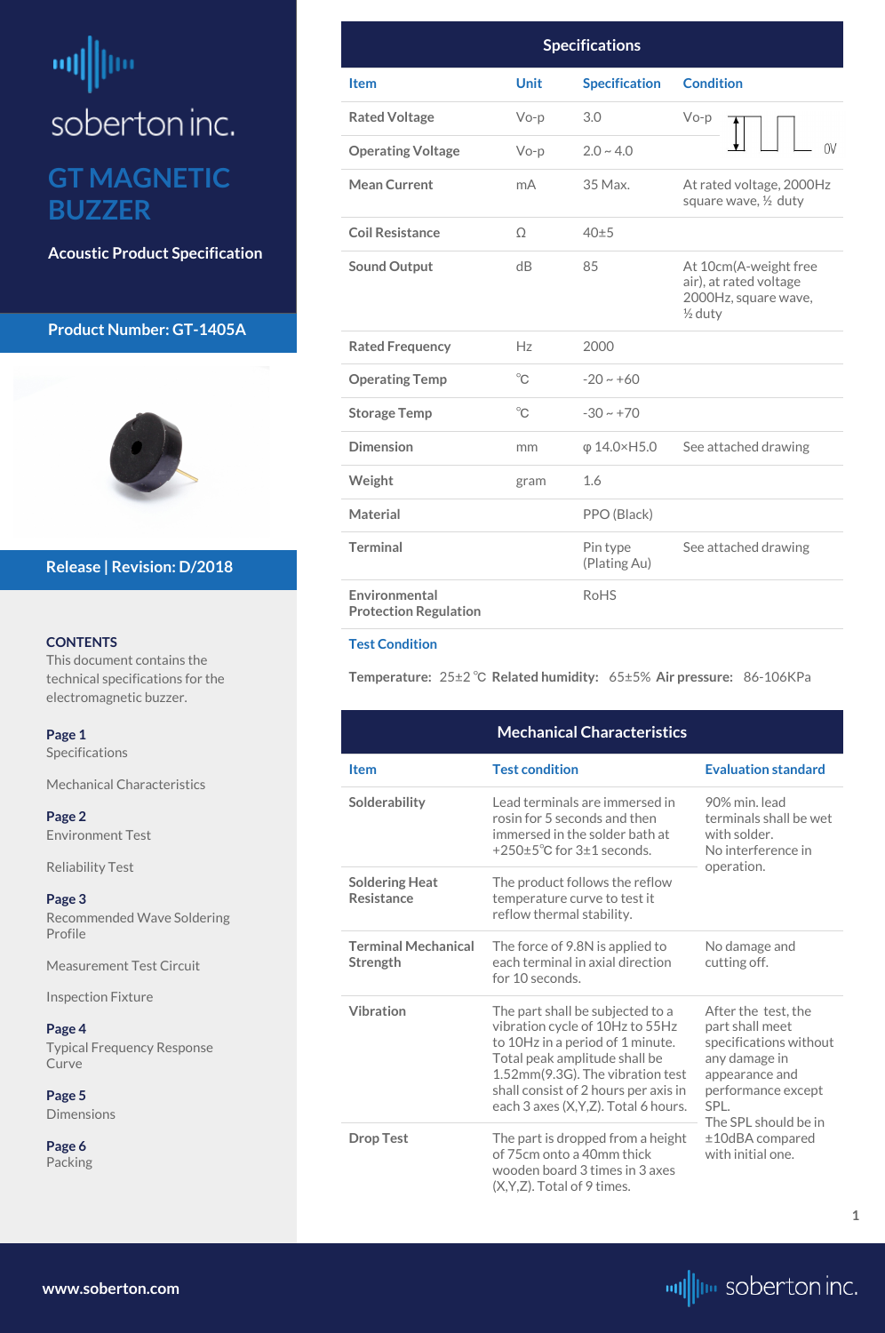soberton inc.

# GT MAGNETIC BUZZER

**Acoustic Product Specification**

**Product Number: GT-1405A**

**Release | Revision: D/2018**

**CONTENTS**
This document contains the technical specifications for the electromagnetic buzzer.

**Page 1**
Specifications

Mechanical Characteristics

**Page 2**
Environment Test

Reliability Test

**Page 3**
Recommended Wave Soldering Profile

Measurement Test Circuit

Inspection Fixture

**Page 4**
Typical Frequency Response Curve

**Page 5**
Dimensions

**Page 6**
Packing

## Specifications

| Item | Unit | Specification | Condition |
|---|---|---|---|
| Rated Voltage | Vo-p | 3.0 | Vo-p (square wave, 0V) |
| Operating Voltage | Vo-p | 2.0 ~ 4.0 | |
| Mean Current | mA | 35 Max. | At rated voltage, 2000Hz square wave, ½ duty |
| Coil Resistance | Ω | 40±5 | |
| Sound Output | dB | 85 | At 10cm(A-weight free air), at rated voltage 2000Hz, square wave, ½ duty |
| Rated Frequency | Hz | 2000 | |
| Operating Temp | ℃ | -20 ~ +60 | |
| Storage Temp | ℃ | -30 ~ +70 | |
| Dimension | mm | φ 14.0×H5.0 | See attached drawing |
| Weight | gram | 1.6 | |
| Material | | PPO (Black) | |
| Terminal | | Pin type (Plating Au) | See attached drawing |
| Environmental Protection Regulation | | RoHS | |

**Test Condition**

**Temperature:** 25±2 ℃ **Related humidity:** 65±5% **Air pressure:** 86-106KPa

## Mechanical Characteristics

| Item | Test condition | Evaluation standard |
|---|---|---|
| Solderability | Lead terminals are immersed in rosin for 5 seconds and then immersed in the solder bath at +250±5℃ for 3±1 seconds. | 90% min. lead terminals shall be wet with solder. No interference in operation. |
| Soldering Heat Resistance | The product follows the reflow temperature curve to test it reflow thermal stability. | |
| Terminal Mechanical Strength | The force of 9.8N is applied to each terminal in axial direction for 10 seconds. | No damage and cutting off. |
| Vibration | The part shall be subjected to a vibration cycle of 10Hz to 55Hz to 10Hz in a period of 1 minute. Total peak amplitude shall be 1.52mm(9.3G). The vibration test shall consist of 2 hours per axis in each 3 axes (X,Y,Z). Total 6 hours. | After the test, the part shall meet specifications without any damage in appearance and performance except SPL. The SPL should be in ±10dBA compared with initial one. |
| Drop Test | The part is dropped from a height of 75cm onto a 40mm thick wooden board 3 times in 3 axes (X,Y,Z). Total of 9 times. | |

www.soberton.com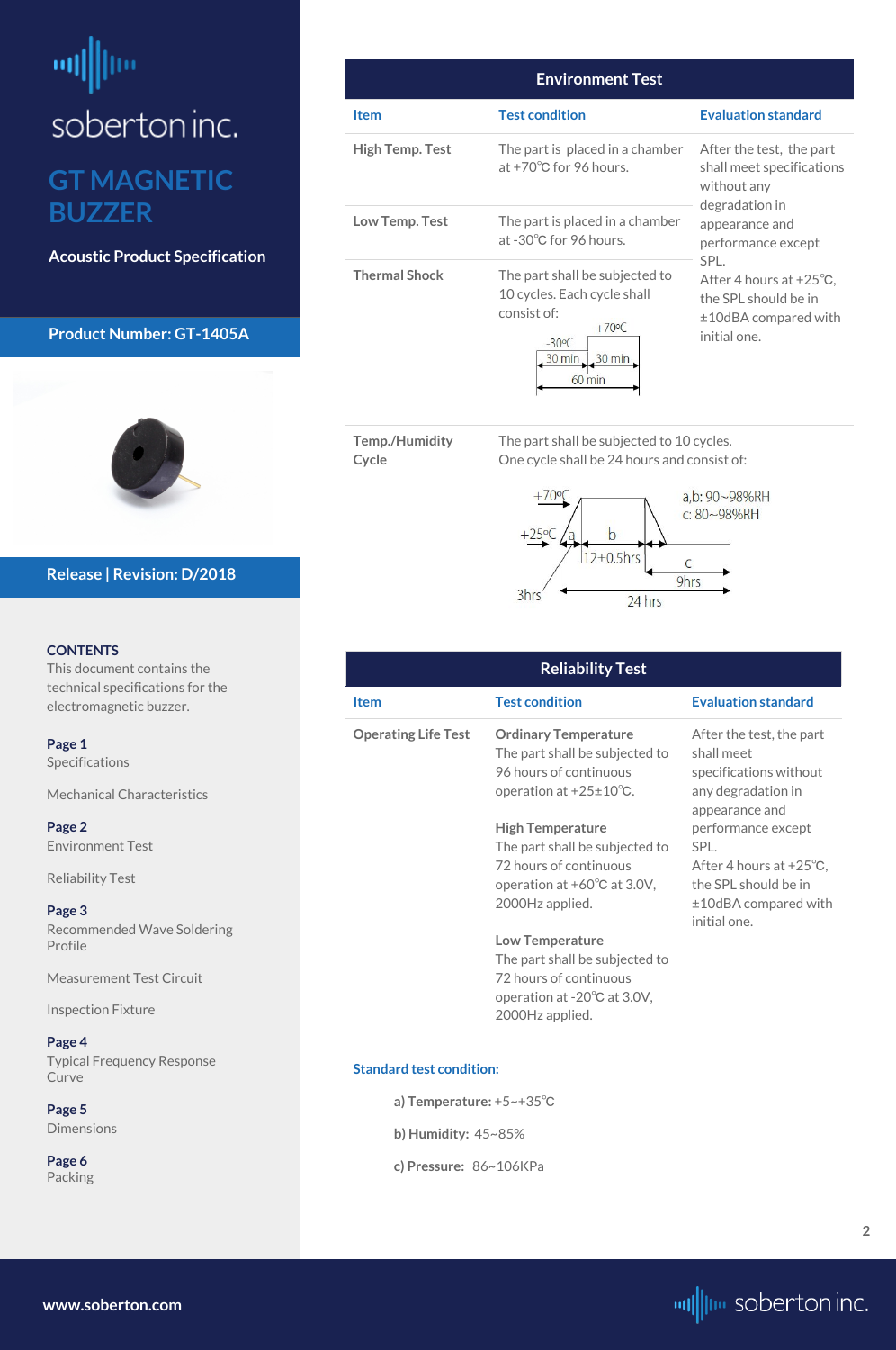soberton inc.

# GT MAGNETIC BUZZER

**Acoustic Product Specification**

**Product Number: GT-1405A**

**Release | Revision: D/2018**

**CONTENTS**

This document contains the technical specifications for the electromagnetic buzzer.

**Page 1**
Specifications

Mechanical Characteristics

**Page 2**
Environment Test

Reliability Test

**Page 3**
Recommended Wave Soldering Profile

Measurement Test Circuit

Inspection Fixture

**Page 4**
Typical Frequency Response Curve

**Page 5**
Dimensions

**Page 6**
Packing

## Environment Test

| Item | Test condition | Evaluation standard |
|---|---|---|
| High Temp. Test | The part is placed in a chamber at +70℃ for 96 hours. | After the test, the part shall meet specifications without any degradation in appearance and performance except SPL. After 4 hours at +25℃, the SPL should be in ±10dBA compared with initial one. |
| Low Temp. Test | The part is placed in a chamber at -30℃ for 96 hours. | |
| Thermal Shock | The part shall be subjected to 10 cycles. Each cycle shall consist of: -30ºC 30 min, +70ºC 30 min (60 min) | |
| Temp./Humidity Cycle | The part shall be subjected to 10 cycles. One cycle shall be 24 hours and consist of: +25ºC to +70ºC; a: 3hrs, b: 12±0.5hrs, c: 9hrs (24 hrs); a,b: 90~98%RH, c: 80~98%RH | |

## Reliability Test

| Item | Test condition | Evaluation standard |
|---|---|---|
| Operating Life Test | **Ordinary Temperature** The part shall be subjected to 96 hours of continuous operation at +25±10℃.<br><br>**High Temperature** The part shall be subjected to 72 hours of continuous operation at +60℃ at 3.0V, 2000Hz applied.<br><br>**Low Temperature** The part shall be subjected to 72 hours of continuous operation at -20℃ at 3.0V, 2000Hz applied. | After the test, the part shall meet specifications without any degradation in appearance and performance except SPL. After 4 hours at +25℃, the SPL should be in ±10dBA compared with initial one. |

**Standard test condition:**

**a) Temperature:** +5~+35℃

**b) Humidity:** 45~85%

**c) Pressure:** 86~106KPa

www.soberton.com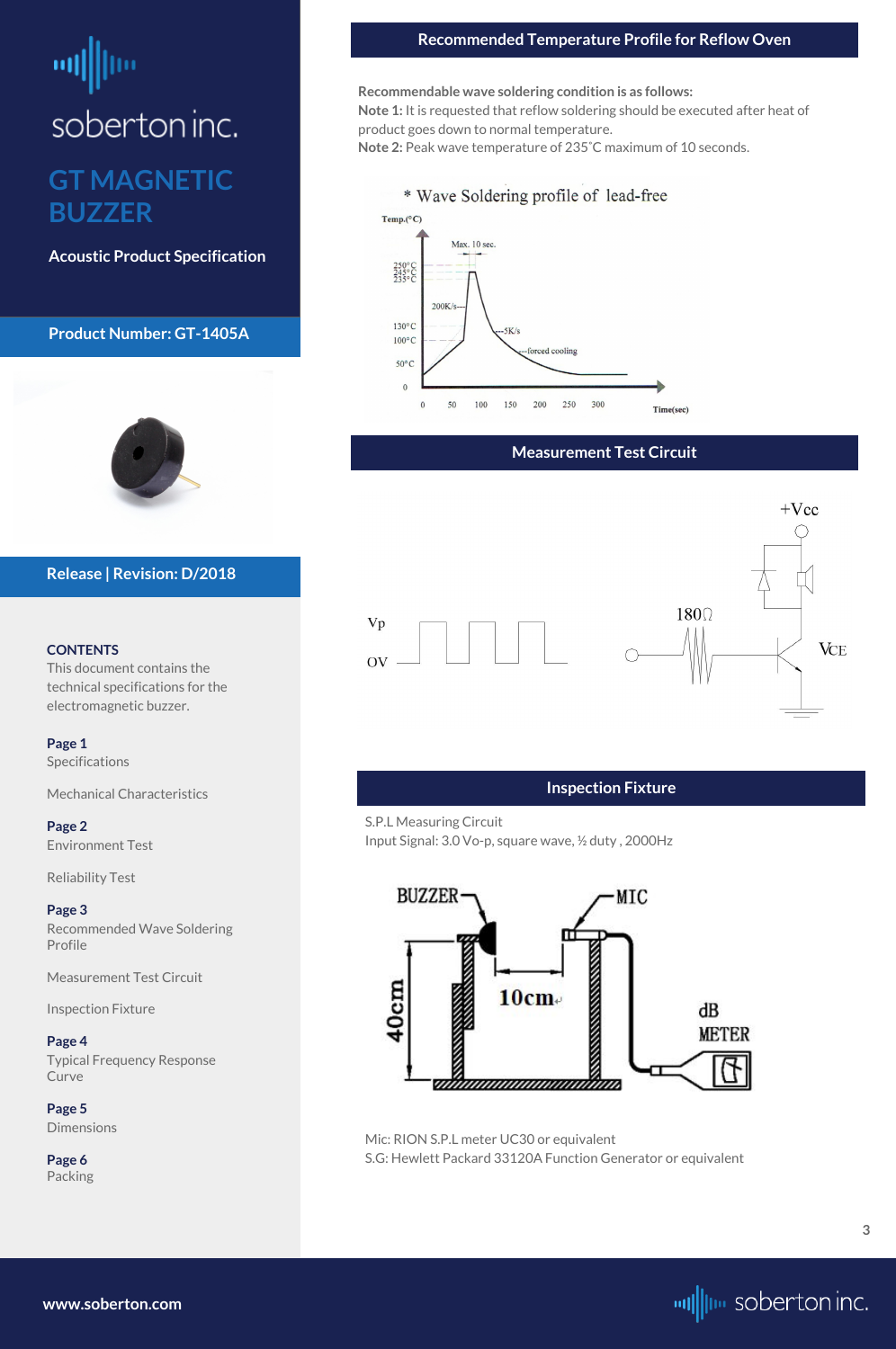soberton inc.

# GT MAGNETIC BUZZER

**Acoustic Product Specification**

**Product Number: GT-1405A**

**Release | Revision: D/2018**

**CONTENTS**
This document contains the technical specifications for the electromagnetic buzzer.

**Page 1**
Specifications

Mechanical Characteristics

**Page 2**
Environment Test

Reliability Test

**Page 3**
Recommended Wave Soldering Profile

Measurement Test Circuit

Inspection Fixture

**Page 4**
Typical Frequency Response Curve

**Page 5**
Dimensions

**Page 6**
Packing

## Recommended Temperature Profile for Reflow Oven

**Recommendable wave soldering condition is as follows:**
**Note 1:** It is requested that reflow soldering should be executed after heat of product goes down to normal temperature.
**Note 2:** Peak wave temperature of 235˚C maximum of 10 seconds.

* Wave Soldering profile of lead-free

Temp.(°C)

Max. 10 sec.

250°C
245°C
235°C

200K/s

130°C
100°C

5K/s

forced cooling

50°C

0

0 50 100 150 200 250 300

Time(sec)

## Measurement Test Circuit

+Vcc

Vp

OV

180Ω

VCE

## Inspection Fixture

S.P.L Measuring Circuit
Input Signal: 3.0 Vo-p, square wave, ½ duty , 2000Hz

BUZZER

MIC

40cm

10cm

dB METER

Mic: RION S.P.L meter UC30 or equivalent
S.G: Hewlett Packard 33120A Function Generator or equivalent

www.soberton.com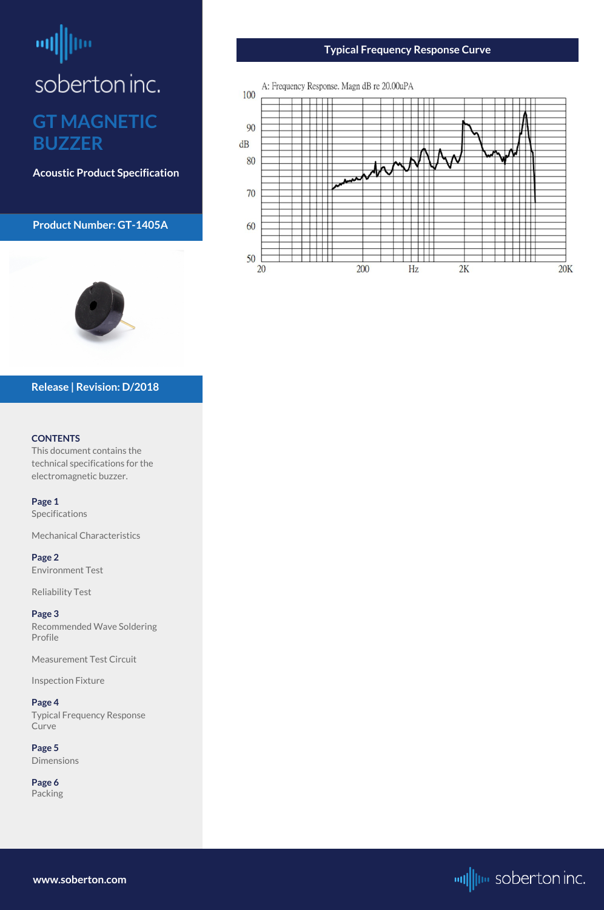soberton inc.

# GT MAGNETIC BUZZER

**Acoustic Product Specification**

**Product Number: GT-1405A**

**Release | Revision: D/2018**

**CONTENTS**
This document contains the technical specifications for the electromagnetic buzzer.

**Page 1**
Specifications

Mechanical Characteristics

**Page 2**
Environment Test

Reliability Test

**Page 3**
Recommended Wave Soldering Profile

Measurement Test Circuit

Inspection Fixture

**Page 4**
Typical Frequency Response Curve

**Page 5**
Dimensions

**Page 6**
Packing

## Typical Frequency Response Curve

A: Frequency Response. Magn dB re 20.00uPA

www.soberton.com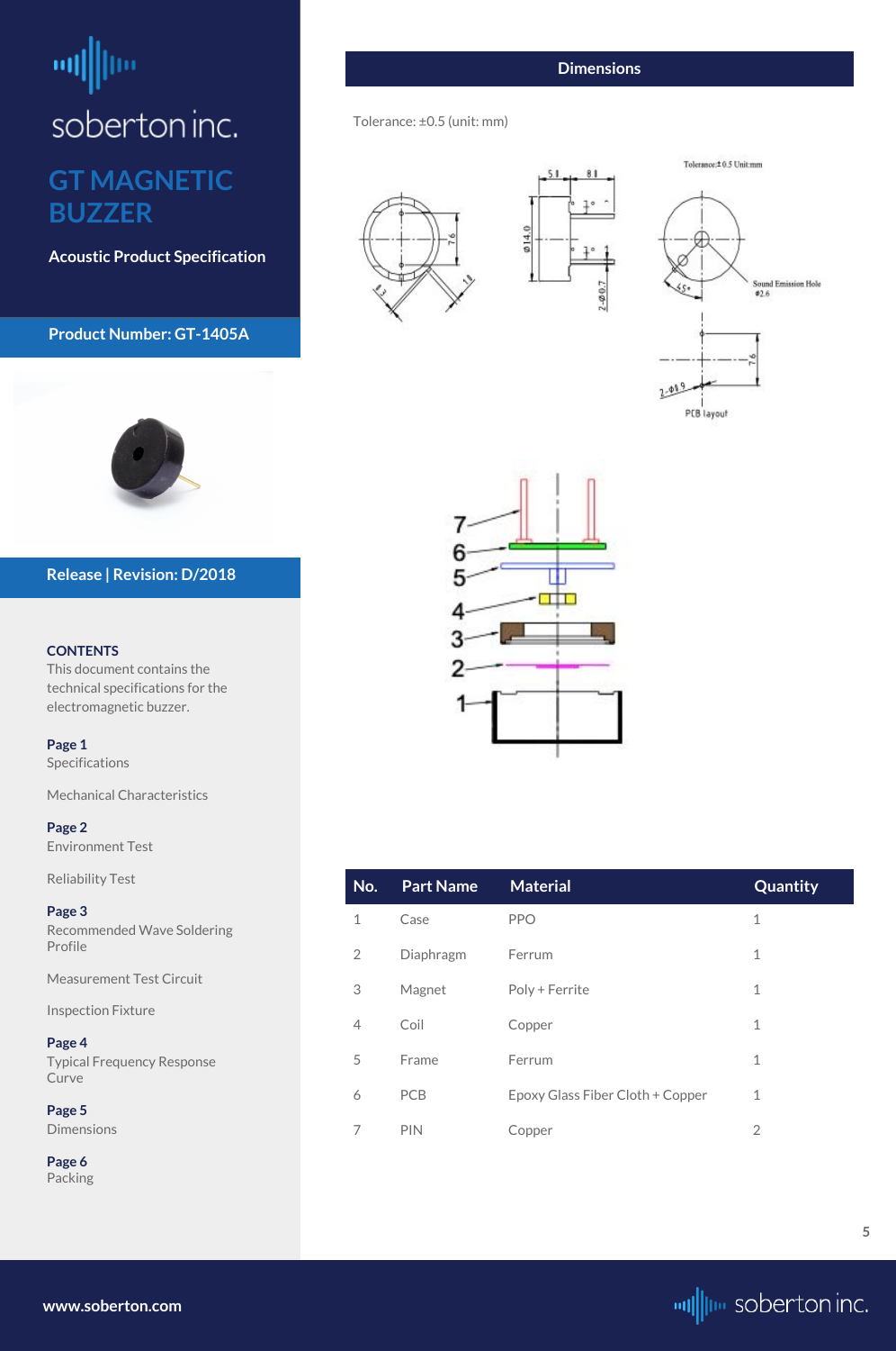soberton inc.

# GT MAGNETIC BUZZER

**Acoustic Product Specification**

**Product Number: GT-1405A**

**Release | Revision: D/2018**

**CONTENTS**

This document contains the technical specifications for the electromagnetic buzzer.

**Page 1**
Specifications

Mechanical Characteristics

**Page 2**
Environment Test

Reliability Test

**Page 3**
Recommended Wave Soldering Profile

Measurement Test Circuit

Inspection Fixture

**Page 4**
Typical Frequency Response Curve

**Page 5**
Dimensions

**Page 6**
Packing

## Dimensions

Tolerance: ±0.5 (unit: mm)

| No. | Part Name | Material | Quantity |
|---|---|---|---|
| 1 | Case | PPO | 1 |
| 2 | Diaphragm | Ferrum | 1 |
| 3 | Magnet | Poly + Ferrite | 1 |
| 4 | Coil | Copper | 1 |
| 5 | Frame | Ferrum | 1 |
| 6 | PCB | Epoxy Glass Fiber Cloth + Copper | 1 |
| 7 | PIN | Copper | 2 |

www.soberton.com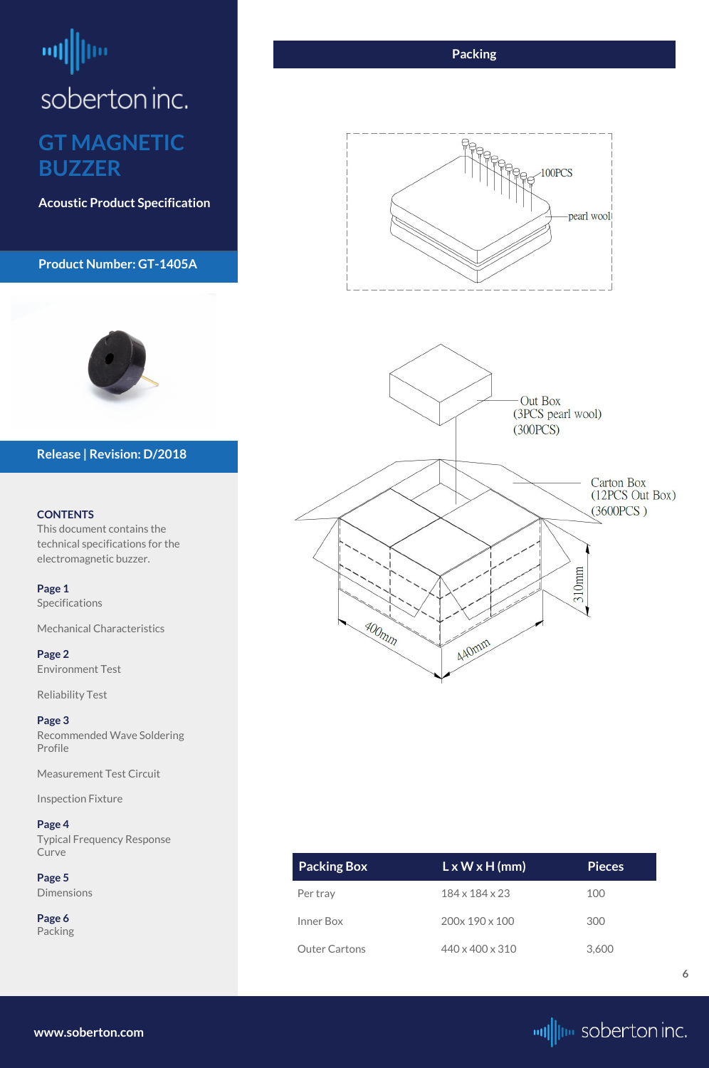# soberton inc.

## GT MAGNETIC BUZZER

**Acoustic Product Specification**

**Product Number: GT-1405A**

**Release | Revision: D/2018**

**CONTENTS**

This document contains the technical specifications for the electromagnetic buzzer.

**Page 1**
Specifications

Mechanical Characteristics

**Page 2**
Environment Test

Reliability Test

**Page 3**
Recommended Wave Soldering Profile

Measurement Test Circuit

Inspection Fixture

**Page 4**
Typical Frequency Response Curve

**Page 5**
Dimensions

**Page 6**
Packing

## Packing

100PCS

pearl wool

Out Box
(3PCS pearl wool)
(300PCS)

Carton Box
(12PCS Out Box)
(3600PCS )

310mm

400mm

440mm

| Packing Box | L x W x H (mm) | Pieces |
|---|---|---|
| Per tray | 184 x 184 x 23 | 100 |
| Inner Box | 200x 190 x 100 | 300 |
| Outer Cartons | 440 x 400 x 310 | 3,600 |

www.soberton.com